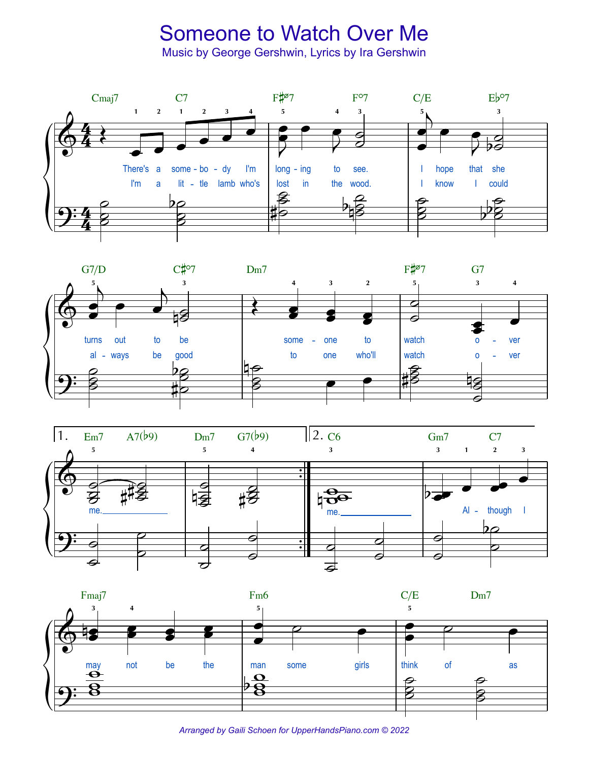# Someone to Watch Over Me

Music by George Gershwin, Lyrics by Ira Gershwin

*Arranged by Gaili Schoen for UpperHandsPiano.com © 2022*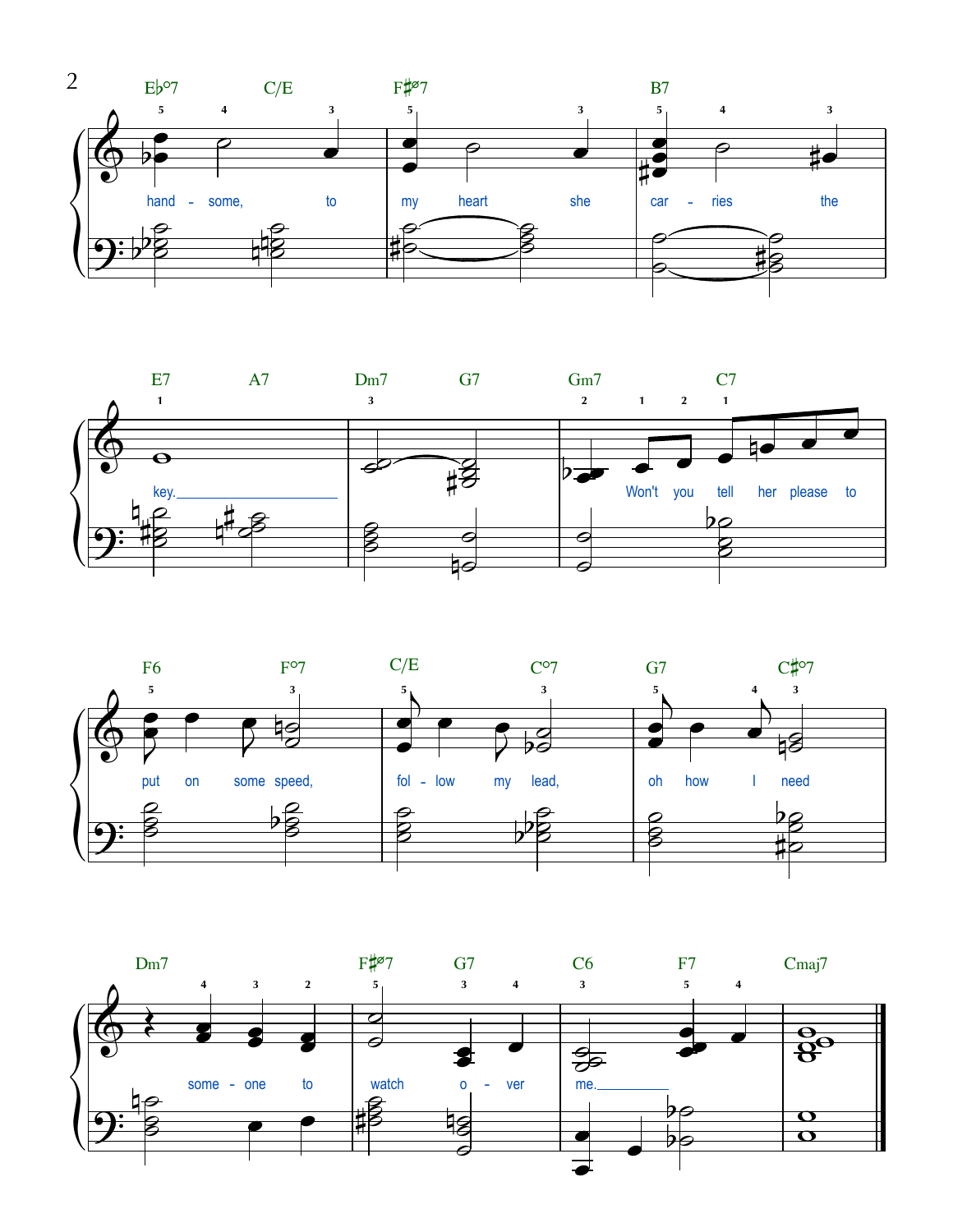E♭°7 C/E F♯ø7 B7

hand - some, to my heart she car - ries the

E7 A7 Dm7 G7 Gm7 C7

key. Won't you tell her please to

F6 F°7 C/E C°7 G7 C♯°7

put on some speed, fol - low my lead, oh how I need

Dm7 F♯ø7 G7 C6 F7 Cmaj7

some - one to watch o - ver me.